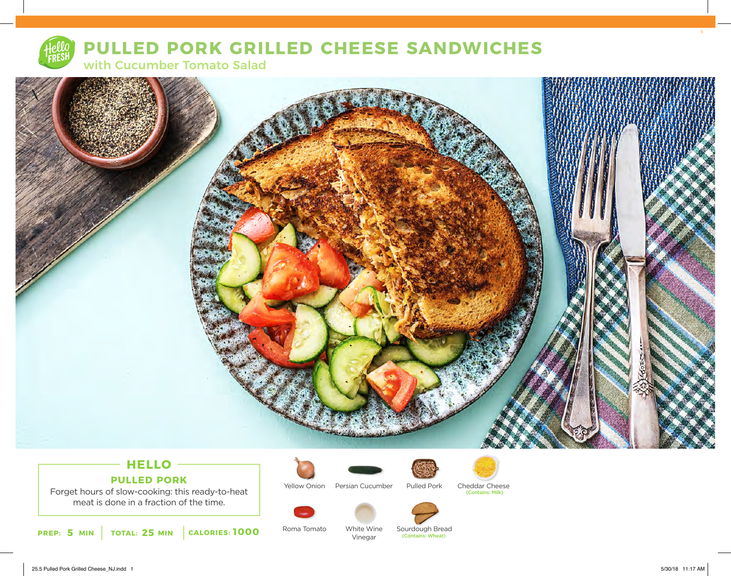# PULLED PORK GRILLED CHEESE SANDWICHES

## with Cucumber Tomato Salad

### HELLO

**PULLED PORK**

Forget hours of slow-cooking: this ready-to-heat meat is done in a fraction of the time.

**PREP: 5 MIN** | **TOTAL: 25 MIN** | **CALORIES: 1000**

- Yellow Onion
- Persian Cucumber
- Pulled Pork
- Cheddar Cheese (Contains: Milk)
- Roma Tomato
- White Wine Vinegar
- Sourdough Bread (Contains: Wheat)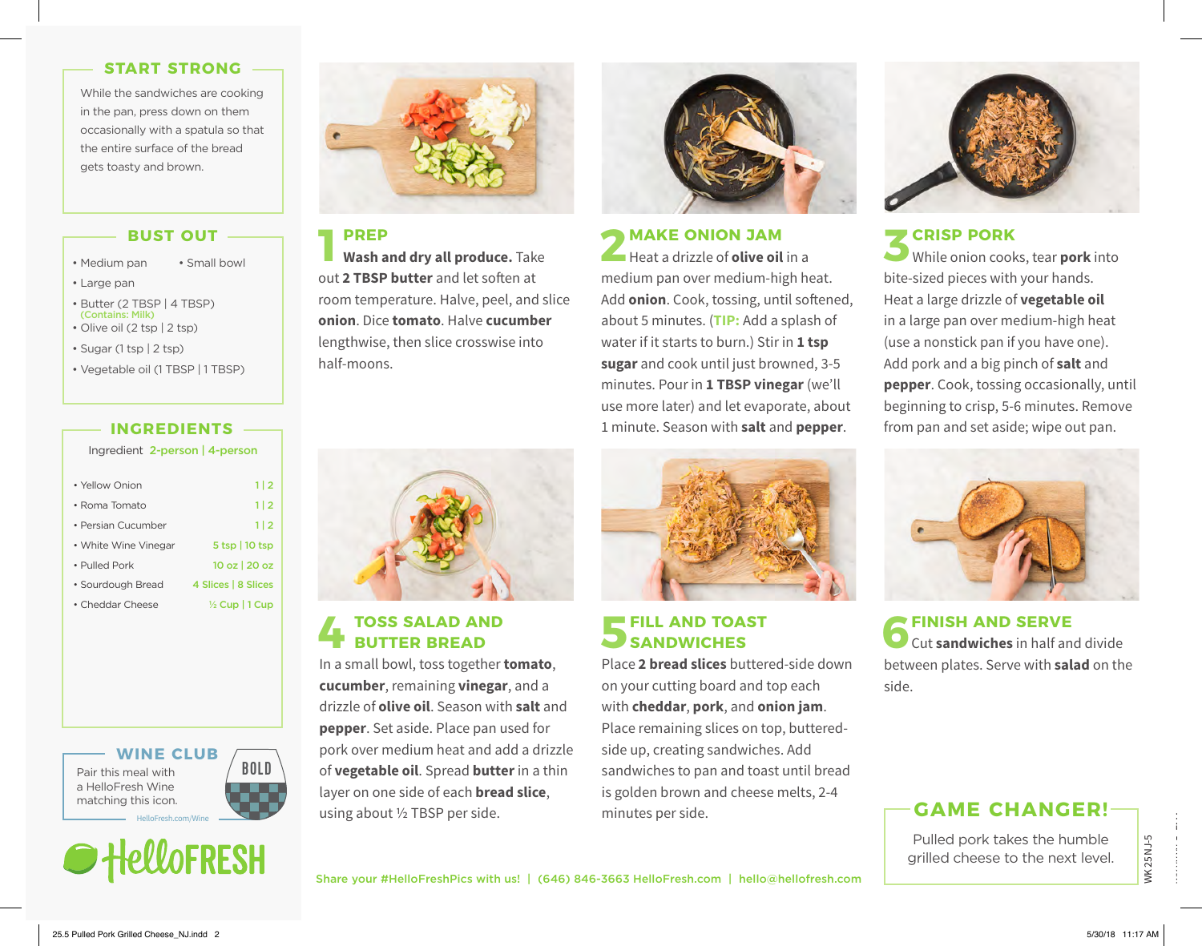## START STRONG

While the sandwiches are cooking in the pan, press down on them occasionally with a spatula so that the entire surface of the bread gets toasty and brown.

## BUST OUT

- Medium pan
- Small bowl
- Large pan
- Butter (2 TBSP | 4 TBSP) (Contains: Milk)
- Olive oil (2 tsp | 2 tsp)
- Sugar (1 tsp | 2 tsp)
- Vegetable oil (1 TBSP | 1 TBSP)

## INGREDIENTS

| Ingredient | 2-person \| 4-person |
|---|---|
| Yellow Onion | 1 \| 2 |
| Roma Tomato | 1 \| 2 |
| Persian Cucumber | 1 \| 2 |
| White Wine Vinegar | 5 tsp \| 10 tsp |
| Pulled Pork | 10 oz \| 20 oz |
| Sourdough Bread | 4 Slices \| 8 Slices |
| Cheddar Cheese | ½ Cup \| 1 Cup |

## WINE CLUB

Pair this meal with a HelloFresh Wine matching this icon.

BOLD

HelloFresh.com/Wine

HelloFRESH

## 1 PREP

**Wash and dry all produce.** Take out **2 TBSP butter** and let soften at room temperature. Halve, peel, and slice **onion**. Dice **tomato**. Halve **cucumber** lengthwise, then slice crosswise into half-moons.

## 2 MAKE ONION JAM

Heat a drizzle of **olive oil** in a medium pan over medium-high heat. Add **onion**. Cook, tossing, until softened, about 5 minutes. (**TIP:** Add a splash of water if it starts to burn.) Stir in **1 tsp sugar** and cook until just browned, 3-5 minutes. Pour in **1 TBSP vinegar** (we'll use more later) and let evaporate, about 1 minute. Season with **salt** and **pepper**.

## 3 CRISP PORK

While onion cooks, tear **pork** into bite-sized pieces with your hands. Heat a large drizzle of **vegetable oil** in a large pan over medium-high heat (use a nonstick pan if you have one). Add pork and a big pinch of **salt** and **pepper**. Cook, tossing occasionally, until beginning to crisp, 5-6 minutes. Remove from pan and set aside; wipe out pan.

## 4 TOSS SALAD AND BUTTER BREAD

In a small bowl, toss together **tomato**, **cucumber**, remaining **vinegar**, and a drizzle of **olive oil**. Season with **salt** and **pepper**. Set aside. Place pan used for pork over medium heat and add a drizzle of **vegetable oil**. Spread **butter** in a thin layer on one side of each **bread slice**, using about ½ TBSP per side.

## 5 FILL AND TOAST SANDWICHES

Place **2 bread slices** buttered-side down on your cutting board and top each with **cheddar**, **pork**, and **onion jam**. Place remaining slices on top, buttered-side up, creating sandwiches. Add sandwiches to pan and toast until bread is golden brown and cheese melts, 2-4 minutes per side.

## 6 FINISH AND SERVE

Cut **sandwiches** in half and divide between plates. Serve with **salad** on the side.

## GAME CHANGER!

Pulled pork takes the humble grilled cheese to the next level.

Share your #HelloFreshPics with us! | (646) 846-3663 HelloFresh.com | hello@hellofresh.com

WK25NJ-5